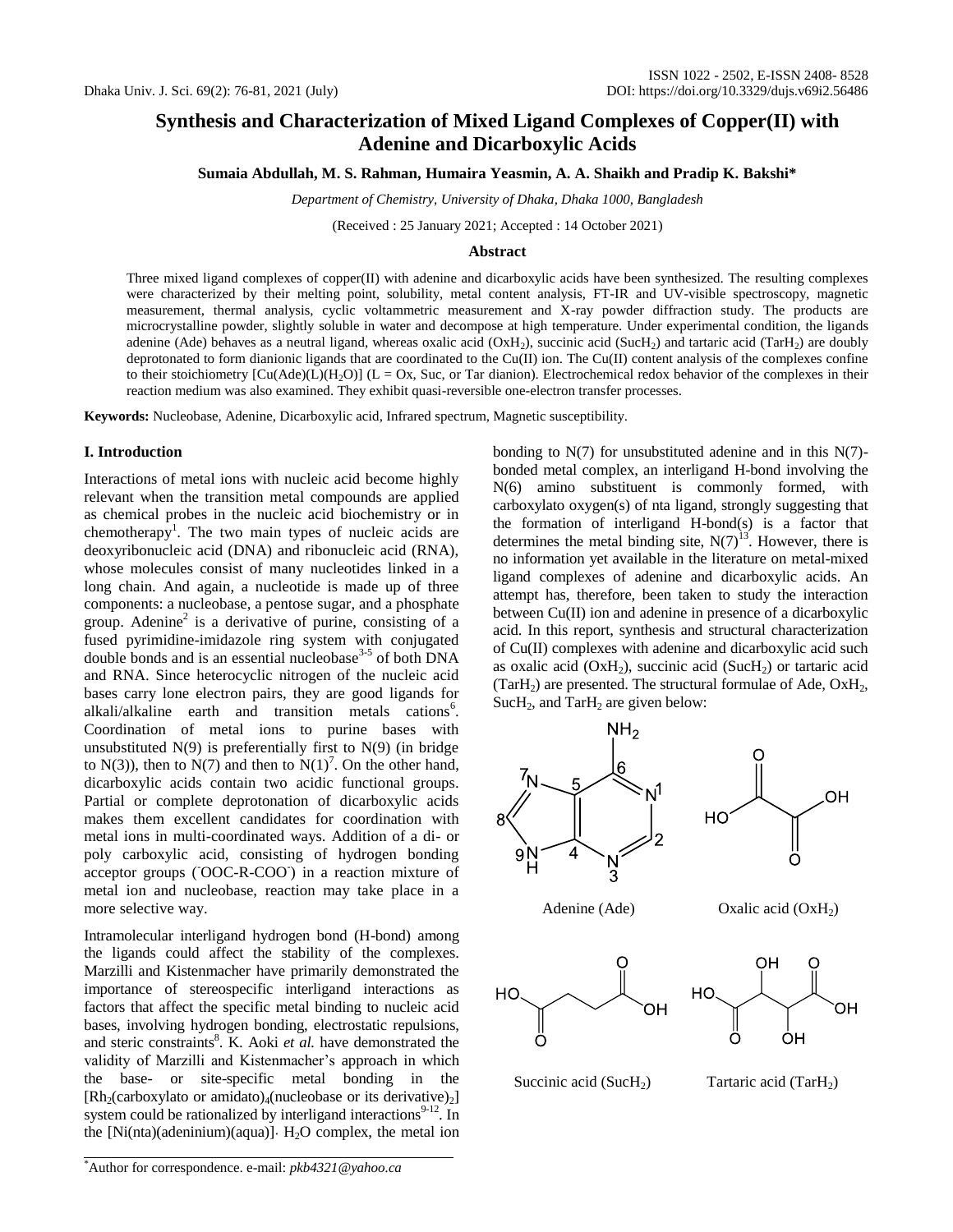# Synthesis and Characterization of Mixed Ligand Complexes of Copper(II) with Adenine and Dicarboxylic Acids

**Sumaia Abdullah, M. S. Rahman, Humaira Yeasmin, A. A. Shaikh and Pradip K. Bakshi***

*Department of Chemistry, University of Dhaka, Dhaka 1000, Bangladesh*

(Received : 25 January 2021; Accepted : 14 October 2021)

### Abstract

Three mixed ligand complexes of copper(II) with adenine and dicarboxylic acids have been synthesized. The resulting complexes were characterized by their melting point, solubility, metal content analysis, FT-IR and UV-visible spectroscopy, magnetic measurement, thermal analysis, cyclic voltammetric measurement and X-ray powder diffraction study. The products are microcrystalline powder, slightly soluble in water and decompose at high temperature. Under experimental condition, the ligands adenine (Ade) behaves as a neutral ligand, whereas oxalic acid ($OxH_2$), succinic acid ($SucH_2$) and tartaric acid ($TarH_2$) are doubly deprotonated to form dianionic ligands that are coordinated to the Cu(II) ion. The Cu(II) content analysis of the complexes confine to their stoichiometry [Cu(Ade)(L)($H_2O$)] (L = Ox, Suc, or Tar dianion). Electrochemical redox behavior of the complexes in their reaction medium was also examined. They exhibit quasi-reversible one-electron transfer processes.

**Keywords:** Nucleobase, Adenine, Dicarboxylic acid, Infrared spectrum, Magnetic susceptibility.

## I. Introduction

Interactions of metal ions with nucleic acid become highly relevant when the transition metal compounds are applied as chemical probes in the nucleic acid biochemistry or in chemotherapy[1]. The two main types of nucleic acids are deoxyribonucleic acid (DNA) and ribonucleic acid (RNA), whose molecules consist of many nucleotides linked in a long chain. And again, a nucleotide is made up of three components: a nucleobase, a pentose sugar, and a phosphate group. Adenine[2] is a derivative of purine, consisting of a fused pyrimidine-imidazole ring system with conjugated double bonds and is an essential nucleobase[3-5] of both DNA and RNA. Since heterocyclic nitrogen of the nucleic acid bases carry lone electron pairs, they are good ligands for alkali/alkaline earth and transition metals cations[6]. Coordination of metal ions to purine bases with unsubstituted N(9) is preferentially first to N(9) (in bridge to N(3)), then to N(7) and then to N(1)[7]. On the other hand, dicarboxylic acids contain two acidic functional groups. Partial or complete deprotonation of dicarboxylic acids makes them excellent candidates for coordination with metal ions in multi-coordinated ways. Addition of a di- or poly carboxylic acid, consisting of hydrogen bonding acceptor groups ($^-$OOC-R-COO$^-$) in a reaction mixture of metal ion and nucleobase, reaction may take place in a more selective way.

Intramolecular interligand hydrogen bond (H-bond) among the ligands could affect the stability of the complexes. Marzilli and Kistenmacher have primarily demonstrated the importance of stereospecific interligand interactions as factors that affect the specific metal binding to nucleic acid bases, involving hydrogen bonding, electrostatic repulsions, and steric constraints[8]. K. Aoki *et al.* have demonstrated the validity of Marzilli and Kistenmacher's approach in which the base- or site-specific metal bonding in the [$Rh_2$(carboxylato or amidato)$_4$(nucleobase or its derivative)$_2$] system could be rationalized by interligand interactions[9-12]. In the [Ni(nta)(adeninium)(aqua)]$\cdot$ $H_2O$ complex, the metal ion bonding to N(7) for unsubstituted adenine and in this N(7)-bonded metal complex, an interligand H-bond involving the N(6) amino substituent is commonly formed, with carboxylato oxygen(s) of nta ligand, strongly suggesting that the formation of interligand H-bond(s) is a factor that determines the metal binding site, N(7)[13]. However, there is no information yet available in the literature on metal-mixed ligand complexes of adenine and dicarboxylic acids. An attempt has, therefore, been taken to study the interaction between Cu(II) ion and adenine in presence of a dicarboxylic acid. In this report, synthesis and structural characterization of Cu(II) complexes with adenine and dicarboxylic acid such as oxalic acid ($OxH_2$), succinic acid ($SucH_2$) or tartaric acid ($TarH_2$) are presented. The structural formulae of Ade, $OxH_2$, $SucH_2$, and $TarH_2$ are given below:

Adenine (Ade)

Oxalic acid ($OxH_2$)

Succinic acid ($SucH_2$)

Tartaric acid ($TarH_2$)

*Author for correspondence. e-mail: *pkb4321@yahoo.ca*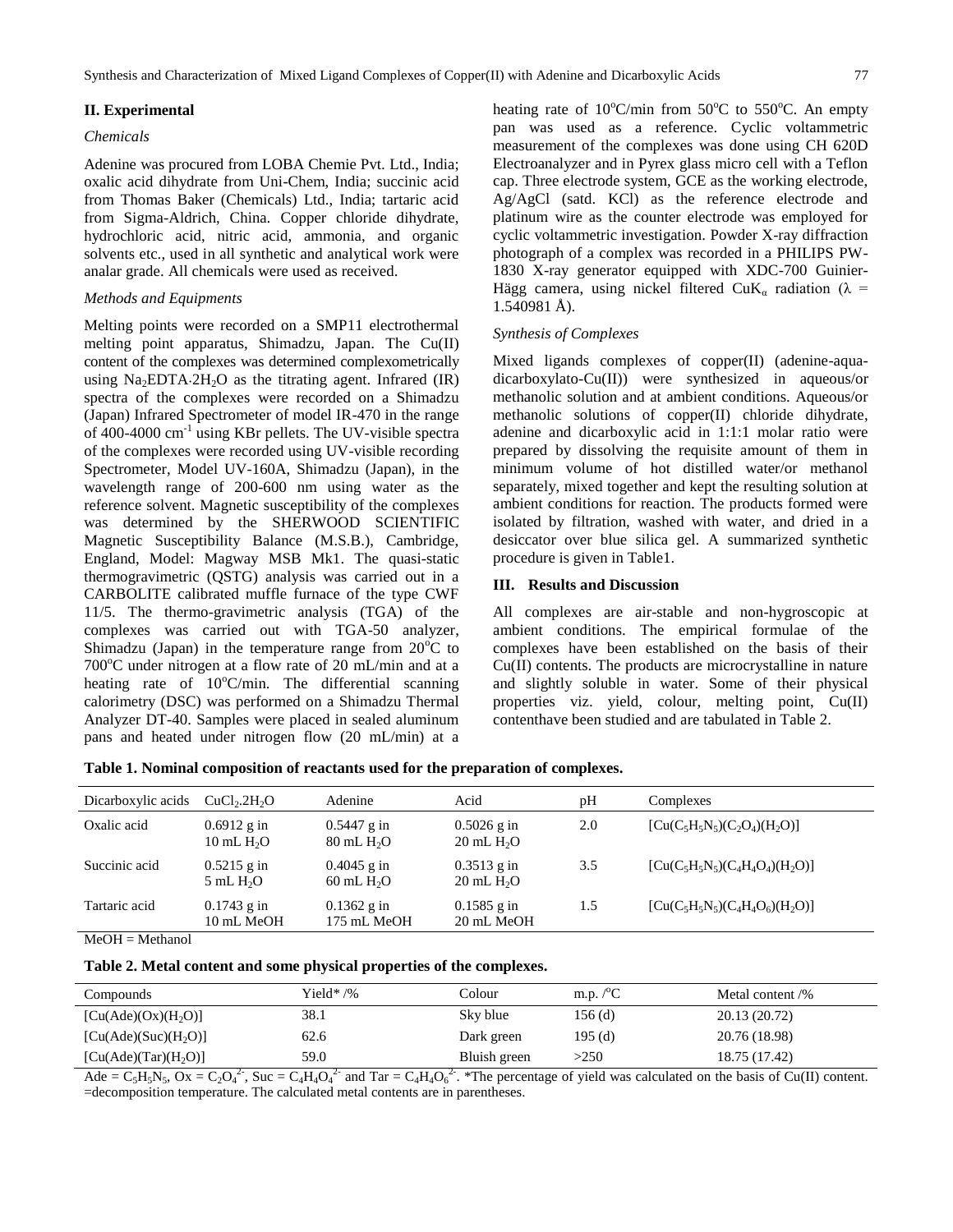## II. Experimental

### *Chemicals*

Adenine was procured from LOBA Chemie Pvt. Ltd., India; oxalic acid dihydrate from Uni-Chem, India; succinic acid from Thomas Baker (Chemicals) Ltd., India; tartaric acid from Sigma-Aldrich, China. Copper chloride dihydrate, hydrochloric acid, nitric acid, ammonia, and organic solvents etc., used in all synthetic and analytical work were analar grade. All chemicals were used as received.

### *Methods and Equipments*

Melting points were recorded on a SMP11 electrothermal melting point apparatus, Shimadzu, Japan. The Cu(II) content of the complexes was determined complexometrically using $Na_2EDTA{\cdot}2H_2O$ as the titrating agent. Infrared (IR) spectra of the complexes were recorded on a Shimadzu (Japan) Infrared Spectrometer of model IR-470 in the range of 400-4000 $cm^{-1}$ using KBr pellets. The UV-visible spectra of the complexes were recorded using UV-visible recording Spectrometer, Model UV-160A, Shimadzu (Japan), in the wavelength range of 200-600 nm using water as the reference solvent. Magnetic susceptibility of the complexes was determined by the SHERWOOD SCIENTIFIC Magnetic Susceptibility Balance (M.S.B.), Cambridge, England, Model: Magway MSB Mk1. The quasi-static thermogravimetric (QSTG) analysis was carried out in a CARBOLITE calibrated muffle furnace of the type CWF 11/5. The thermo-gravimetric analysis (TGA) of the complexes was carried out with TGA-50 analyzer, Shimadzu (Japan) in the temperature range from 20°C to 700°C under nitrogen at a flow rate of 20 mL/min and at a heating rate of 10°C/min. The differential scanning calorimetry (DSC) was performed on a Shimadzu Thermal Analyzer DT-40. Samples were placed in sealed aluminum pans and heated under nitrogen flow (20 mL/min) at a heating rate of 10°C/min from 50°C to 550°C. An empty pan was used as a reference. Cyclic voltammetric measurement of the complexes was done using CH 620D Electroanalyzer and in Pyrex glass micro cell with a Teflon cap. Three electrode system, GCE as the working electrode, Ag/AgCl (satd. KCl) as the reference electrode and platinum wire as the counter electrode was employed for cyclic voltammetric investigation. Powder X-ray diffraction photograph of a complex was recorded in a PHILIPS PW-1830 X-ray generator equipped with XDC-700 Guinier-Hägg camera, using nickel filtered $CuK_\alpha$ radiation ($\lambda$ = 1.540981 Å).

### *Synthesis of Complexes*

Mixed ligands complexes of copper(II) (adenine-aqua-dicarboxylato-Cu(II)) were synthesized in aqueous/or methanolic solution and at ambient conditions. Aqueous/or methanolic solutions of copper(II) chloride dihydrate, adenine and dicarboxylic acid in 1:1:1 molar ratio were prepared by dissolving the requisite amount of them in minimum volume of hot distilled water/or methanol separately, mixed together and kept the resulting solution at ambient conditions for reaction. The products formed were isolated by filtration, washed with water, and dried in a desiccator over blue silica gel. A summarized synthetic procedure is given in Table1.

## III. Results and Discussion

All complexes are air-stable and non-hygroscopic at ambient conditions. The empirical formulae of the complexes have been established on the basis of their Cu(II) contents. The products are microcrystalline in nature and slightly soluble in water. Some of their physical properties viz. yield, colour, melting point, Cu(II) contenthave been studied and are tabulated in Table 2.

**Table 1. Nominal composition of reactants used for the preparation of complexes.**

| Dicarboxylic acids | $CuCl_2.2H_2O$ | Adenine | Acid | pH | Complexes |
|---|---|---|---|---|---|
| Oxalic acid | 0.6912 g in 10 mL $H_2O$ | 0.5447 g in 80 mL $H_2O$ | 0.5026 g in 20 mL $H_2O$ | 2.0 | $[Cu(C_5H_5N_5)(C_2O_4)(H_2O)]$ |
| Succinic acid | 0.5215 g in 5 mL $H_2O$ | 0.4045 g in 60 mL $H_2O$ | 0.3513 g in 20 mL $H_2O$ | 3.5 | $[Cu(C_5H_5N_5)(C_4H_4O_4)(H_2O)]$ |
| Tartaric acid | 0.1743 g in 10 mL MeOH | 0.1362 g in 175 mL MeOH | 0.1585 g in 20 mL MeOH | 1.5 | $[Cu(C_5H_5N_5)(C_4H_4O_6)(H_2O)]$ |

MeOH = Methanol

**Table 2. Metal content and some physical properties of the complexes.**

| Compounds | Yield* /% | Colour | m.p. /°C | Metal content /% |
|---|---|---|---|---|
| $[Cu(Ade)(Ox)(H_2O)]$ | 38.1 | Sky blue | 156 (d) | 20.13 (20.72) |
| $[Cu(Ade)(Suc)(H_2O)]$ | 62.6 | Dark green | 195 (d) | 20.76 (18.98) |
| $[Cu(Ade)(Tar)(H_2O)]$ | 59.0 | Bluish green | >250 | 18.75 (17.42) |

Ade = $C_5H_5N_5$, Ox = $C_2O_4^{2-}$, Suc = $C_4H_4O_4^{2-}$ and Tar = $C_4H_4O_6^{2-}$. *The percentage of yield was calculated on the basis of Cu(II) content. =decomposition temperature. The calculated metal contents are in parentheses.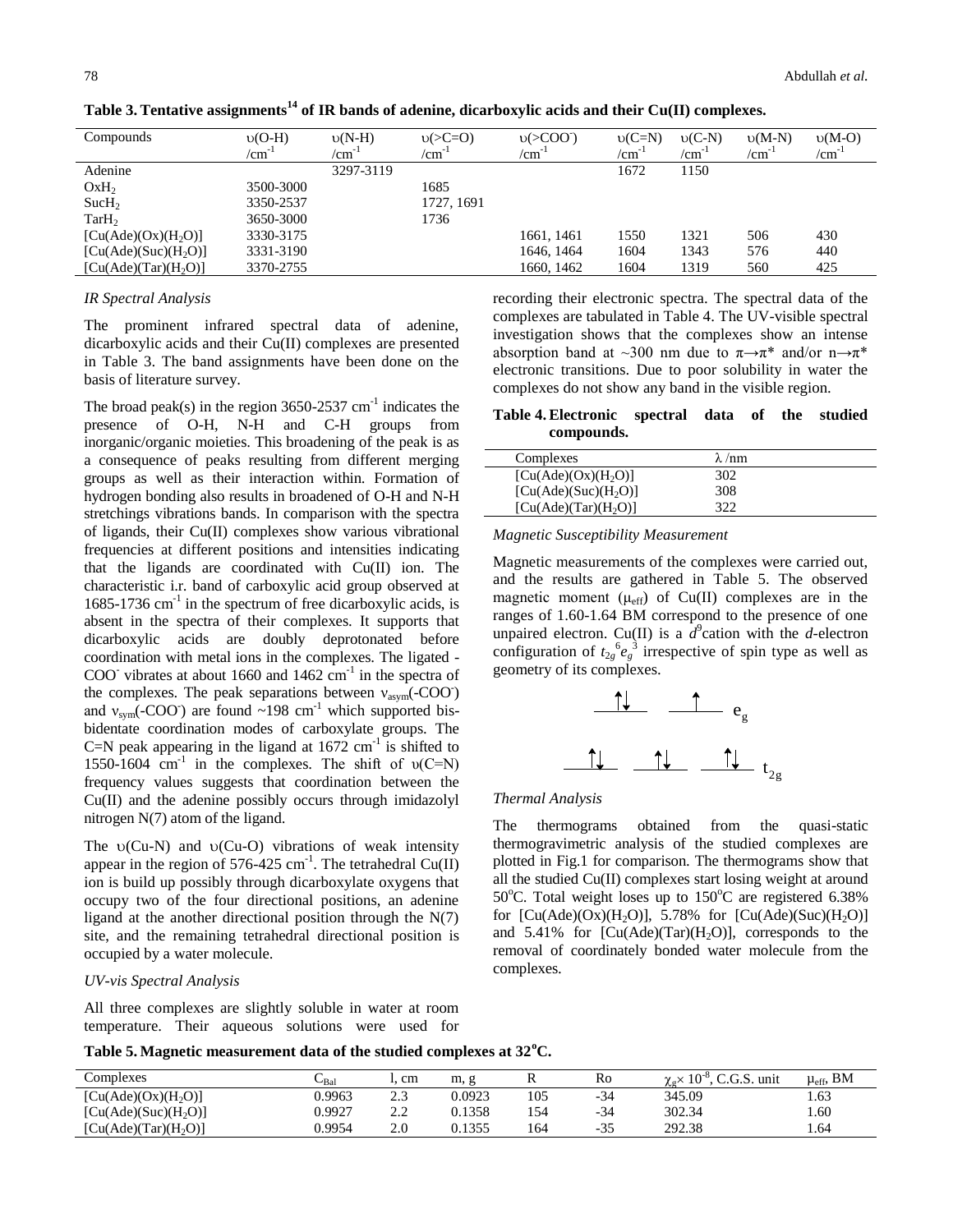**Table 3. Tentative assignments[14] of IR bands of adenine, dicarboxylic acids and their Cu(II) complexes.**

| Compounds | υ(O-H) /cm$^{-1}$ | υ(N-H) /cm$^{-1}$ | υ(>C=O) /cm$^{-1}$ | υ(>COO$^-$) /cm$^{-1}$ | υ(C=N) /cm$^{-1}$ | υ(C-N) /cm$^{-1}$ | υ(M-N) /cm$^{-1}$ | υ(M-O) /cm$^{-1}$ |
|---|---|---|---|---|---|---|---|---|
| Adenine | | 3297-3119 | | | 1672 | 1150 | | |
| $OxH_2$ | 3500-3000 | | 1685 | | | | | |
| $SucH_2$ | 3350-2537 | | 1727, 1691 | | | | | |
| $TarH_2$ | 3650-3000 | | 1736 | | | | | |
| $[Cu(Ade)(Ox)(H_2O)]$ | 3330-3175 | | | 1661, 1461 | 1550 | 1321 | 506 | 430 |
| $[Cu(Ade)(Suc)(H_2O)]$ | 3331-3190 | | | 1646, 1464 | 1604 | 1343 | 576 | 440 |
| $[Cu(Ade)(Tar)(H_2O)]$ | 3370-2755 | | | 1660, 1462 | 1604 | 1319 | 560 | 425 |

*IR Spectral Analysis*

The prominent infrared spectral data of adenine, dicarboxylic acids and their Cu(II) complexes are presented in Table 3. The band assignments have been done on the basis of literature survey.

The broad peak(s) in the region 3650-2537 cm$^{-1}$ indicates the presence of O-H, N-H and C-H groups from inorganic/organic moieties. This broadening of the peak is as a consequence of peaks resulting from different merging groups as well as their interaction within. Formation of hydrogen bonding also results in broadened of O-H and N-H stretchings vibrations bands. In comparison with the spectra of ligands, their Cu(II) complexes show various vibrational frequencies at different positions and intensities indicating that the ligands are coordinated with Cu(II) ion. The characteristic i.r. band of carboxylic acid group observed at 1685-1736 cm$^{-1}$ in the spectrum of free dicarboxylic acids, is absent in the spectra of their complexes. It supports that dicarboxylic acids are doubly deprotonated before coordination with metal ions in the complexes. The ligated -COO$^-$ vibrates at about 1660 and 1462 cm$^{-1}$ in the spectra of the complexes. The peak separations between $\nu_{asym}$(-COO$^-$) and $\nu_{sym}$(-COO$^-$) are found ~198 cm$^{-1}$ which supported bis-bidentate coordination modes of carboxylate groups. The C=N peak appearing in the ligand at 1672 cm$^{-1}$ is shifted to 1550-1604 cm$^{-1}$ in the complexes. The shift of υ(C=N) frequency values suggests that coordination between the Cu(II) and the adenine possibly occurs through imidazolyl nitrogen N(7) atom of the ligand.

The υ(Cu-N) and υ(Cu-O) vibrations of weak intensity appear in the region of 576-425 cm$^{-1}$. The tetrahedral Cu(II) ion is build up possibly through dicarboxylate oxygens that occupy two of the four directional positions, an adenine ligand at the another directional position through the N(7) site, and the remaining tetrahedral directional position is occupied by a water molecule.

*UV-vis Spectral Analysis*

All three complexes are slightly soluble in water at room temperature. Their aqueous solutions were used for recording their electronic spectra. The spectral data of the complexes are tabulated in Table 4. The UV-visible spectral investigation shows that the complexes show an intense absorption band at ~300 nm due to $\pi\rightarrow\pi^*$ and/or $n\rightarrow\pi^*$ electronic transitions. Due to poor solubility in water the complexes do not show any band in the visible region.

**Table 4. Electronic spectral data of the studied compounds.**

| Complexes | λ /nm |
|---|---|
| $[Cu(Ade)(Ox)(H_2O)]$ | 302 |
| $[Cu(Ade)(Suc)(H_2O)]$ | 308 |
| $[Cu(Ade)(Tar)(H_2O)]$ | 322 |

*Magnetic Susceptibility Measurement*

Magnetic measurements of the complexes were carried out, and the results are gathered in Table 5. The observed magnetic moment ($\mu_{eff}$) of Cu(II) complexes are in the ranges of 1.60-1.64 BM correspond to the presence of one unpaired electron. Cu(II) is a $d^9$cation with the *d*-electron configuration of $t_{2g}^6e_g^3$ irrespective of spin type as well as geometry of its complexes.

$e_g$: ↑↓ ↑

$t_{2g}$: ↑↓ ↑↓ ↑↓

*Thermal Analysis*

The thermograms obtained from the quasi-static thermogravimetric analysis of the studied complexes are plotted in Fig.1 for comparison. The thermograms show that all the studied Cu(II) complexes start losing weight at around 50°C. Total weight loses up to 150°C are registered 6.38% for $[Cu(Ade)(Ox)(H_2O)]$, 5.78% for $[Cu(Ade)(Suc)(H_2O)]$ and 5.41% for $[Cu(Ade)(Tar)(H_2O)]$, corresponds to the removal of coordinately bonded water molecule from the complexes.

**Table 5. Magnetic measurement data of the studied complexes at 32°C.**

| Complexes | $C_{Bal}$ | l, cm | m, g | R | Ro | $\chi_g\times 10^{-8}$, C.G.S. unit | $\mu_{eff}$, BM |
|---|---|---|---|---|---|---|---|
| $[Cu(Ade)(Ox)(H_2O)]$ | 0.9963 | 2.3 | 0.0923 | 105 | -34 | 345.09 | 1.63 |
| $[Cu(Ade)(Suc)(H_2O)]$ | 0.9927 | 2.2 | 0.1358 | 154 | -34 | 302.34 | 1.60 |
| $[Cu(Ade)(Tar)(H_2O)]$ | 0.9954 | 2.0 | 0.1355 | 164 | -35 | 292.38 | 1.64 |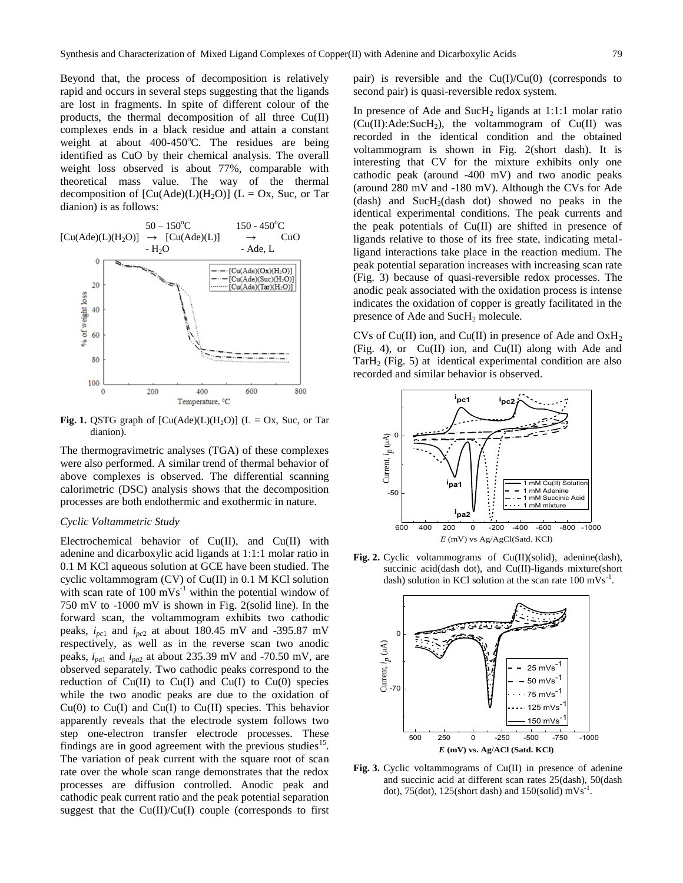Beyond that, the process of decomposition is relatively rapid and occurs in several steps suggesting that the ligands are lost in fragments. In spite of different colour of the products, the thermal decomposition of all three Cu(II) complexes ends in a black residue and attain a constant weight at about 400-450°C. The residues are being identified as CuO by their chemical analysis. The overall weight loss observed is about 77%, comparable with theoretical mass value. The way of the thermal decomposition of $[Cu(Ade)(L)(H_2O)]$ (L = Ox, Suc, or Tar dianion) is as follows:

$$[Cu(Ade)(L)(H_2O)] \xrightarrow[-\,H_2O]{50-150^{o}C} [Cu(Ade)(L)] \xrightarrow[-\,Ade,\,L]{150-450^{o}C} CuO$$

**Fig. 1.** QSTG graph of $[Cu(Ade)(L)(H_2O)]$ (L = Ox, Suc, or Tar dianion).

The thermogravimetric analyses (TGA) of these complexes were also performed. A similar trend of thermal behavior of above complexes is observed. The differential scanning calorimetric (DSC) analysis shows that the decomposition processes are both endothermic and exothermic in nature.

### *Cyclic Voltammetric Study*

Electrochemical behavior of Cu(II), and Cu(II) with adenine and dicarboxylic acid ligands at 1:1:1 molar ratio in 0.1 M KCl aqueous solution at GCE have been studied. The cyclic voltammogram (CV) of Cu(II) in 0.1 M KCl solution with scan rate of 100 $mVs^{-1}$ within the potential window of 750 mV to -1000 mV is shown in Fig. 2(solid line). In the forward scan, the voltammogram exhibits two cathodic peaks, $i_{pc1}$ and $i_{pc2}$ at about 180.45 mV and -395.87 mV respectively, as well as in the reverse scan two anodic peaks, $i_{pa1}$ and $i_{pa2}$ at about 235.39 mV and -70.50 mV, are observed separately. Two cathodic peaks correspond to the reduction of Cu(II) to Cu(I) and Cu(I) to Cu(0) species while the two anodic peaks are due to the oxidation of Cu(0) to Cu(I) and Cu(I) to Cu(II) species. This behavior apparently reveals that the electrode system follows two step one-electron transfer electrode processes. These findings are in good agreement with the previous studies[15]. The variation of peak current with the square root of scan rate over the whole scan range demonstrates that the redox processes are diffusion controlled. Anodic peak and cathodic peak current ratio and the peak potential separation suggest that the Cu(II)/Cu(I) couple (corresponds to first pair) is reversible and the Cu(I)/Cu(0) (corresponds to second pair) is quasi-reversible redox system.

In presence of Ade and $SucH_2$ ligands at 1:1:1 molar ratio (Cu(II):Ade:$SucH_2$), the voltammogram of Cu(II) was recorded in the identical condition and the obtained voltammogram is shown in Fig. 2(short dash). It is interesting that CV for the mixture exhibits only one cathodic peak (around -400 mV) and two anodic peaks (around 280 mV and -180 mV). Although the CVs for Ade (dash) and $SucH_2$(dash dot) showed no peaks in the identical experimental conditions. The peak currents and the peak potentials of Cu(II) are shifted in presence of ligands relative to those of its free state, indicating metal-ligand interactions take place in the reaction medium. The peak potential separation increases with increasing scan rate (Fig. 3) because of quasi-reversible redox processes. The anodic peak associated with the oxidation process is intense indicates the oxidation of copper is greatly facilitated in the presence of Ade and $SucH_2$ molecule.

CVs of Cu(II) ion, and Cu(II) in presence of Ade and $OxH_2$ (Fig. 4), or Cu(II) ion, and Cu(II) along with Ade and $TarH_2$ (Fig. 5) at identical experimental condition are also recorded and similar behavior is observed.

**Fig. 2.** Cyclic voltammograms of Cu(II)(solid), adenine(dash), succinic acid(dash dot), and Cu(II)-ligands mixture(short dash) solution in KCl solution at the scan rate 100 $mVs^{-1}$.

**Fig. 3.** Cyclic voltammograms of Cu(II) in presence of adenine and succinic acid at different scan rates 25(dash), 50(dash dot), 75(dot), 125(short dash) and 150(solid) $mVs^{-1}$.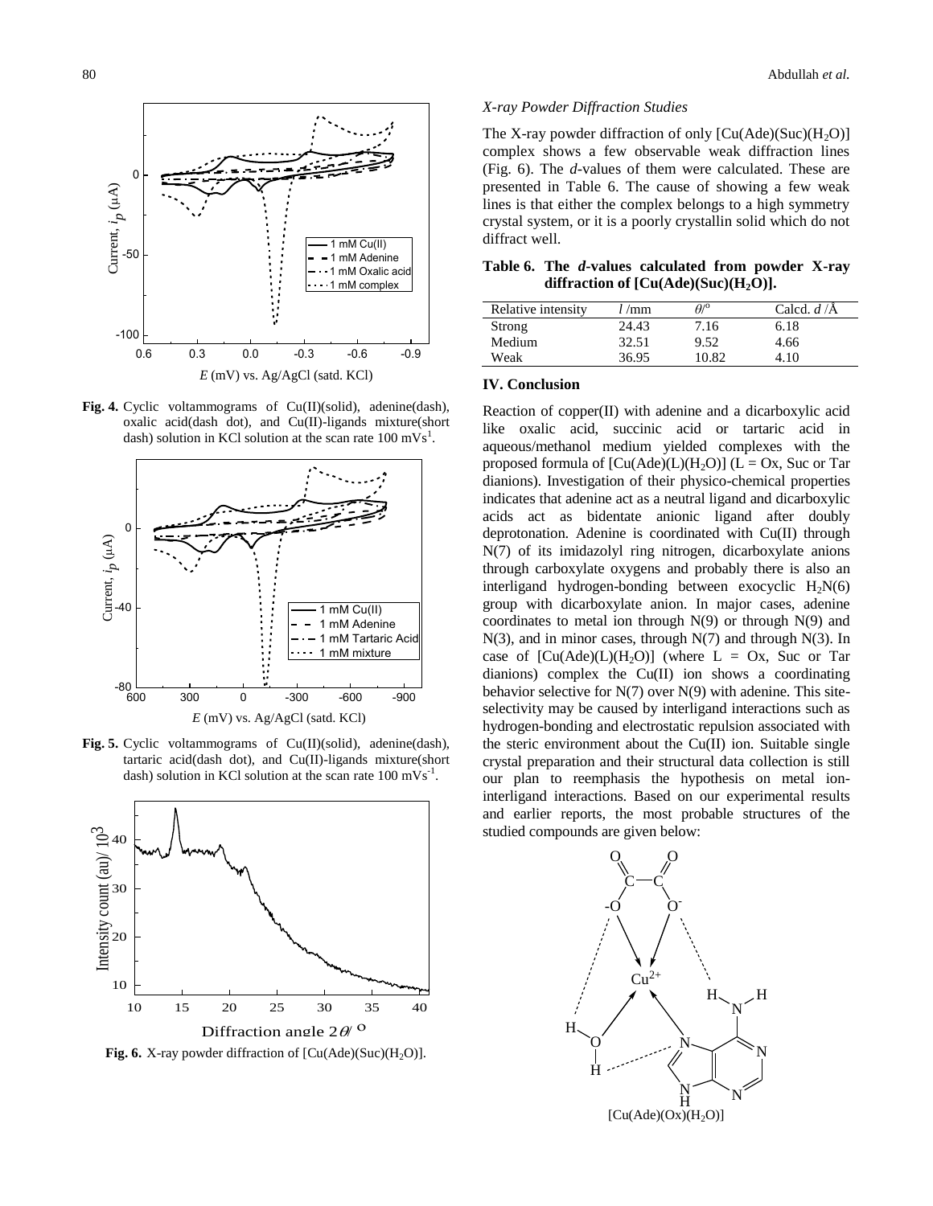**Fig. 4.** Cyclic voltammograms of Cu(II)(solid), adenine(dash), oxalic acid(dash dot), and Cu(II)-ligands mixture(short dash) solution in KCl solution at the scan rate 100 $mVs^{1}$.

**Fig. 5.** Cyclic voltammograms of Cu(II)(solid), adenine(dash), tartaric acid(dash dot), and Cu(II)-ligands mixture(short dash) solution in KCl solution at the scan rate 100 $mVs^{-1}$.

**Fig. 6.** X-ray powder diffraction of $[Cu(Ade)(Suc)(H_2O)]$.

*X-ray Powder Diffraction Studies*

The X-ray powder diffraction of only $[Cu(Ade)(Suc)(H_2O)]$ complex shows a few observable weak diffraction lines (Fig. 6). The *d*-values of them were calculated. These are presented in Table 6. The cause of showing a few weak lines is that either the complex belongs to a high symmetry crystal system, or it is a poorly crystallin solid which do not diffract well.

**Table 6. The *d*-values calculated from powder X-ray diffraction of $[Cu(Ade)(Suc)(H_2O)]$.**

| Relative intensity | $l$ /mm | $\theta$/° | Calcd. $d$ /Å |
|---|---|---|---|
| Strong | 24.43 | 7.16 | 6.18 |
| Medium | 32.51 | 9.52 | 4.66 |
| Weak | 36.95 | 10.82 | 4.10 |

## IV. Conclusion

Reaction of copper(II) with adenine and a dicarboxylic acid like oxalic acid, succinic acid or tartaric acid in aqueous/methanol medium yielded complexes with the proposed formula of $[Cu(Ade)(L)(H_2O)]$ (L = Ox, Suc or Tar dianions). Investigation of their physico-chemical properties indicates that adenine act as a neutral ligand and dicarboxylic acids act as bidentate anionic ligand after doubly deprotonation. Adenine is coordinated with Cu(II) through N(7) of its imidazolyl ring nitrogen, dicarboxylate anions through carboxylate oxygens and probably there is also an interligand hydrogen-bonding between exocyclic $H_2N(6)$ group with dicarboxylate anion. In major cases, adenine coordinates to metal ion through N(9) or through N(9) and N(3), and in minor cases, through N(7) and through N(3). In case of $[Cu(Ade)(L)(H_2O)]$ (where L = Ox, Suc or Tar dianions) complex the Cu(II) ion shows a coordinating behavior selective for N(7) over N(9) with adenine. This site-selectivity may be caused by interligand interactions such as hydrogen-bonding and electrostatic repulsion associated with the steric environment about the Cu(II) ion. Suitable single crystal preparation and their structural data collection is still our plan to reemphasis the hypothesis on metal ion-interligand interactions. Based on our experimental results and earlier reports, the most probable structures of the studied compounds are given below:

$[Cu(Ade)(Ox)(H_2O)]$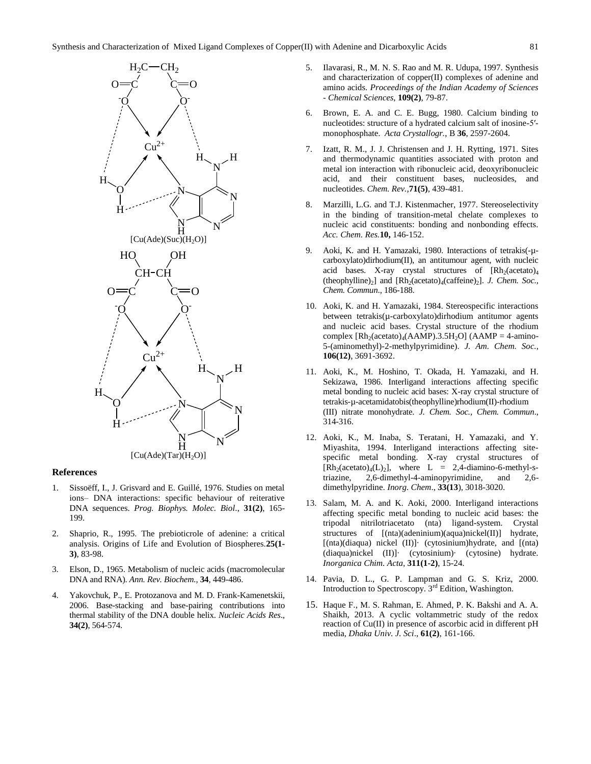[Cu(Ade)(Suc)(H$_2$O)]

[Cu(Ade)(Tar)(H$_2$O)]

## References

1. Sissoëff, I., J. Grisvard and E. Guillé, 1976. Studies on metal ions– DNA interactions: specific behaviour of reiterative DNA sequences. *Prog. Biophys. Molec. Biol*., **31(2)**, 165-199.

2. Shaprio, R., 1995. The prebioticrole of adenine: a critical analysis. Origins of Life and Evolution of Biospheres.**25(1-3)**, 83-98.

3. Elson, D., 1965. Metabolism of nucleic acids (macromolecular DNA and RNA). *Ann. Rev. Biochem.*, **34**, 449-486.

4. Yakovchuk, P., E. Protozanova and M. D. Frank-Kamenetskii, 2006. Base-stacking and base-pairing contributions into thermal stability of the DNA double helix. *Nucleic Acids Res*., **34(2)**, 564-574.

5. Ilavarasi, R., M. N. S. Rao and M. R. Udupa, 1997. Synthesis and characterization of copper(II) complexes of adenine and amino acids. *Proceedings of the Indian Academy of Sciences - Chemical Sciences*, **109(2)**, 79-87.

6. Brown, E. A. and C. E. Bugg, 1980. Calcium binding to nucleotides: structure of a hydrated calcium salt of inosine-5′-monophosphate. *Acta Crystallogr.*, B **36**, 2597-2604.

7. Izatt, R. M., J. J. Christensen and J. H. Rytting, 1971. Sites and thermodynamic quantities associated with proton and metal ion interaction with ribonucleic acid, deoxyribonucleic acid, and their constituent bases, nucleosides, and nucleotides. *Chem. Rev.*,**71(5)**, 439-481.

8. Marzilli, L.G. and T.J. Kistenmacher, 1977. Stereoselectivity in the binding of transition-metal chelate complexes to nucleic acid constituents: bonding and nonbonding effects. *Acc. Chem. Res.***10,** 146-152.

9. Aoki, K. and H. Yamazaki, 1980. Interactions of tetrakis(-μ-carboxylato)dirhodium(II), an antitumour agent, with nucleic acid bases. X-ray crystal structures of [Rh$_2$(acetato)$_4$(theophylline)$_2$] and [Rh$_2$(acetato)$_4$(caffeine)$_2$]. *J. Chem. Soc., Chem. Commun*., 186-188.

10. Aoki, K. and H. Yamazaki, 1984. Stereospecific interactions between tetrakis(μ-carboxylato)dirhodium antitumor agents and nucleic acid bases. Crystal structure of the rhodium complex [Rh$_2$(acetato)$_4$(AAMP).3.5H$_2$O] (AAMP = 4-amino-5-(aminomethyl)-2-methylpyrimidine). *J. Am. Chem. Soc.*, **106(12)**, 3691-3692.

11. Aoki, K., M. Hoshino, T. Okada, H. Yamazaki, and H. Sekizawa, 1986. Interligand interactions affecting specific metal bonding to nucleic acid bases: X-ray crystal structure of tetrakis-μ-acetamidatobis(theophylline)rhodium(II)-rhodium (III) nitrate monohydrate. *J. Chem. Soc., Chem. Commun*., 314-316.

12. Aoki, K., M. Inaba, S. Teratani, H. Yamazaki, and Y. Miyashita, 1994. Interligand interactions affecting site-specific metal bonding. X-ray crystal structures of [Rh$_2$(acetato)$_4$(L)$_2$], where L = 2,4-diamino-6-methyl-s-triazine, 2,6-dimethyl-4-aminopyrimidine, and 2,6-dimethylpyridine. *Inorg. Chem*., **33(13**), 3018-3020.

13. Salam, M. A. and K. Aoki, 2000. Interligand interactions affecting specific metal bonding to nucleic acid bases: the tripodal nitrilotriacetato (nta) ligand-system. Crystal structures of [(nta)(adeninium)(aqua)nickel(II)] hydrate, [(nta)(diaqua) nickel (II)]· (cytosinium)hydrate, and [(nta)(diaqua)nickel (II)]· (cytosinium)· (cytosine) hydrate. *Inorganica Chim. Acta*, **311(1-2)**, 15-24.

14. Pavia, D. L., G. P. Lampman and G. S. Kriz, 2000. Introduction to Spectroscopy. 3rd Edition, Washington.

15. Haque F., M. S. Rahman, E. Ahmed, P. K. Bakshi and A. A. Shaikh, 2013. A cyclic voltammetric study of the redox reaction of Cu(II) in presence of ascorbic acid in different pH media, *Dhaka Univ. J. Sci*., **61(2)**, 161-166.